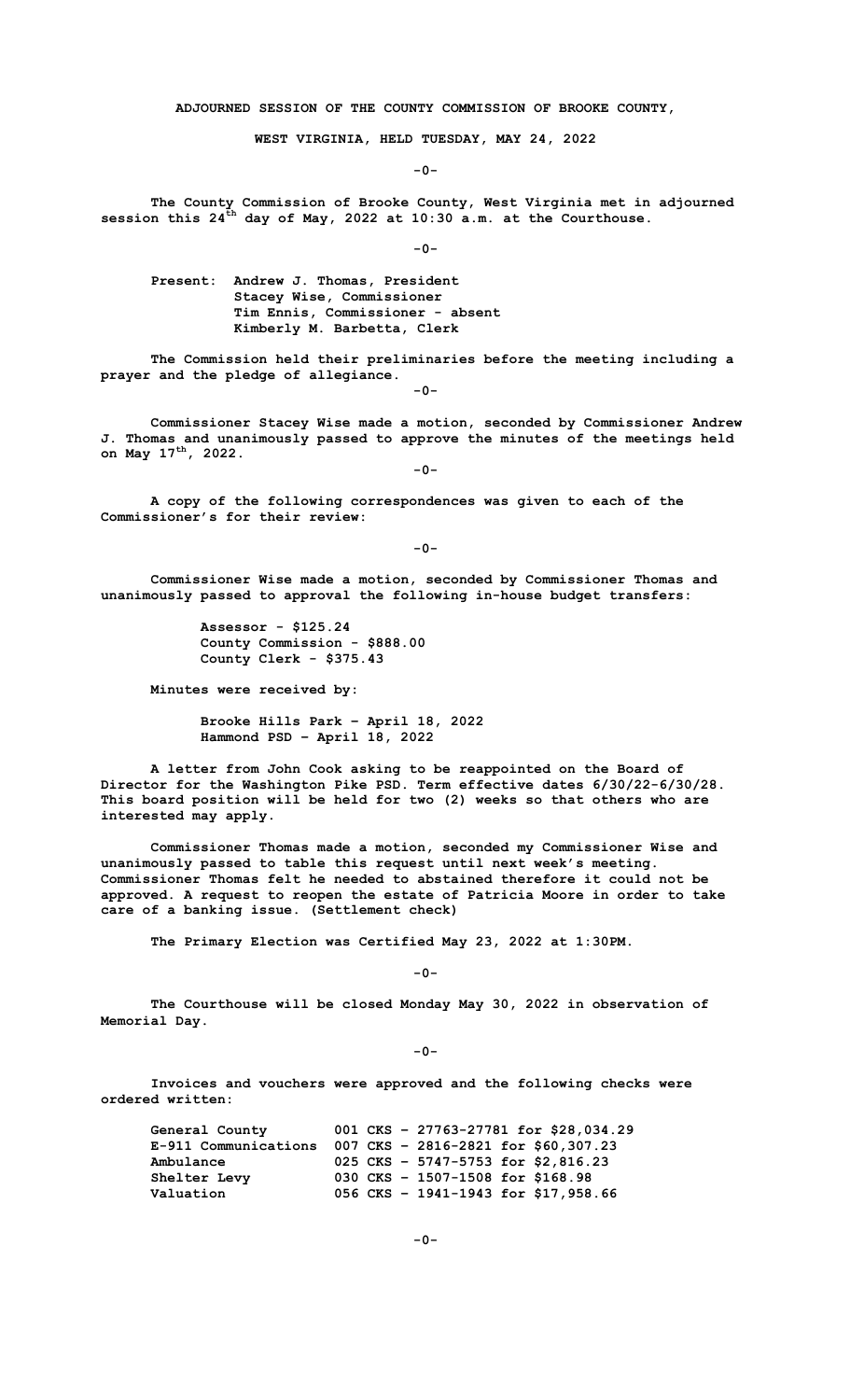**ADJOURNED SESSION OF THE COUNTY COMMISSION OF BROOKE COUNTY,**

**WEST VIRGINIA, HELD TUESDAY, MAY 24, 2022**

-0-

The County Commission of Brooke County, West Virginia met in adjourned session this 24th day of May, 2022 at 10:30 a.m. at the Courthouse.

-0-

Present: Andrew J. Thomas, President
Stacey Wise, Commissioner
Tim Ennis, Commissioner - absent
Kimberly M. Barbetta, Clerk

The Commission held their preliminaries before the meeting including a prayer and the pledge of allegiance.

-0-

Commissioner Stacey Wise made a motion, seconded by Commissioner Andrew J. Thomas and unanimously passed to approve the minutes of the meetings held on May 17th, 2022.

-0-

A copy of the following correspondences was given to each of the Commissioner's for their review:

-0-

Commissioner Wise made a motion, seconded by Commissioner Thomas and unanimously passed to approval the following in-house budget transfers:

Assessor - $125.24
County Commission - $888.00
County Clerk - $375.43

Minutes were received by:

Brooke Hills Park – April 18, 2022
Hammond PSD – April 18, 2022

A letter from John Cook asking to be reappointed on the Board of Director for the Washington Pike PSD. Term effective dates 6/30/22-6/30/28. This board position will be held for two (2) weeks so that others who are interested may apply.

Commissioner Thomas made a motion, seconded my Commissioner Wise and unanimously passed to table this request until next week's meeting. Commissioner Thomas felt he needed to abstained therefore it could not be approved. A request to reopen the estate of Patricia Moore in order to take care of a banking issue. (Settlement check)

The Primary Election was Certified May 23, 2022 at 1:30PM.

-0-

The Courthouse will be closed Monday May 30, 2022 in observation of Memorial Day.

-0-

Invoices and vouchers were approved and the following checks were ordered written:

| | |
|---|---|
| General County | 001 CKS – 27763-27781 for $28,034.29 |
| E-911 Communications | 007 CKS – 2816-2821 for $60,307.23 |
| Ambulance | 025 CKS – 5747-5753 for $2,816.23 |
| Shelter Levy | 030 CKS – 1507-1508 for $168.98 |
| Valuation | 056 CKS – 1941-1943 for $17,958.66 |

-0-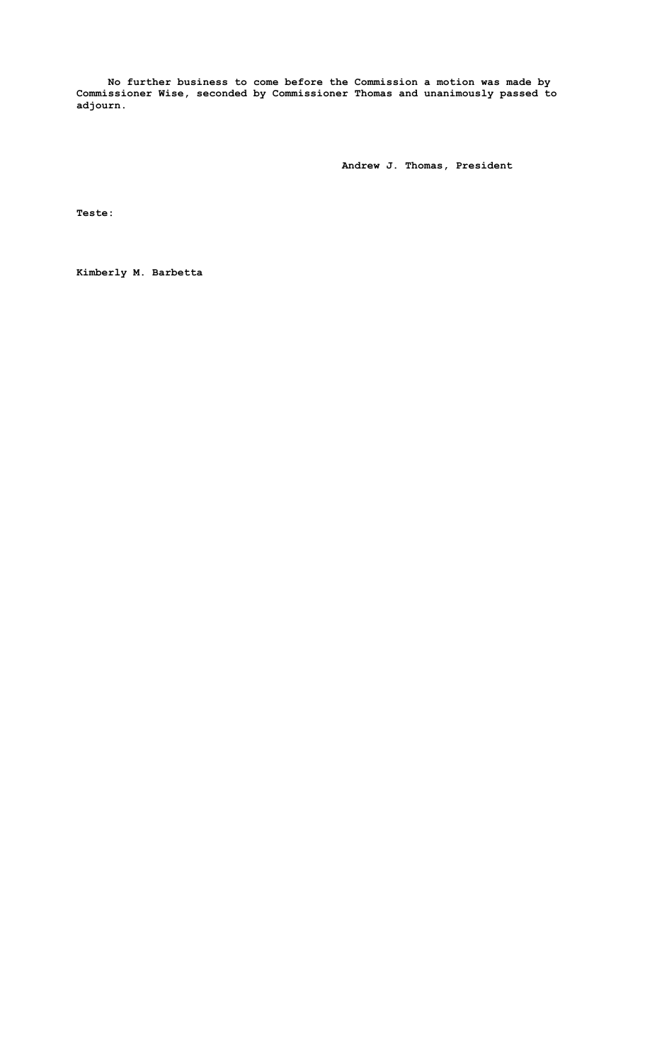**No further business to come before the Commission a motion was made by Commissioner Wise, seconded by Commissioner Thomas and unanimously passed to adjourn.**

**Andrew J. Thomas, President**

**Teste:**

**Kimberly M. Barbetta**